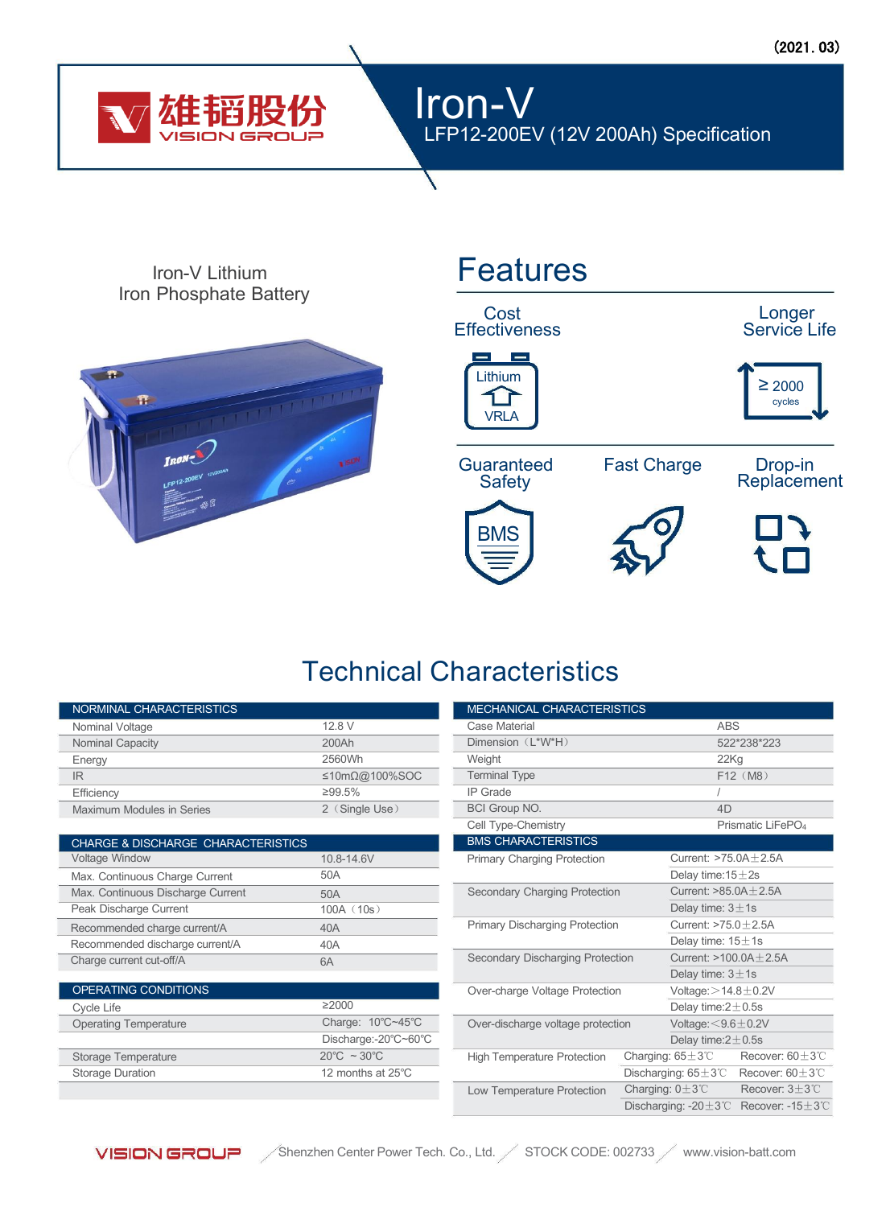（2021. 03）

雄韬股份 VISION GROUP

# Iron-V

## LFP12-200EV (12V 200Ah) Specification

Iron-V Lithium
Iron Phosphate Battery

## Features

- Cost Effectiveness — Lithium / VRLA
- Longer Service Life — ≥ 2000 cycles
- Guaranteed Safety — BMS
- Fast Charge
- Drop-in Replacement

## Technical Characteristics

| NORMINAL CHARACTERISTICS | |
|---|---|
| Nominal Voltage | 12.8 V |
| Nominal Capacity | 200Ah |
| Energy | 2560Wh |
| IR | ≤10mΩ@100%SOC |
| Efficiency | ≥99.5% |
| Maximum Modules in Series | 2（Single Use） |

| CHARGE & DISCHARGE CHARACTERISTICS | |
|---|---|
| Voltage Window | 10.8-14.6V |
| Max. Continuous Charge Current | 50A |
| Max. Continuous Discharge Current | 50A |
| Peak Discharge Current | 100A（10s） |
| Recommended charge current/A | 40A |
| Recommended discharge current/A | 40A |
| Charge current cut-off/A | 6A |

| OPERATING CONDITIONS | |
|---|---|
| Cycle Life | ≥2000 |
| Operating Temperature | Charge: 10℃~45℃<br>Discharge:-20℃~60℃ |
| Storage Temperature | 20℃ ~ 30℃ |
| Storage Duration | 12 months at 25℃ |

| MECHANICAL CHARACTERISTICS | |
|---|---|
| Case Material | ABS |
| Dimension（L*W*H） | 522*238*223 |
| Weight | 22Kg |
| Terminal Type | F12（M8） |
| IP Grade | / |
| BCI Group NO. | 4D |
| Cell Type-Chemistry | Prismatic $LiFePO_4$ |

| BMS CHARACTERISTICS | | |
|---|---|---|
| Primary Charging Protection | Current: >75.0A±2.5A<br>Delay time:15±2s | |
| Secondary Charging Protection | Current: >85.0A±2.5A<br>Delay time: 3±1s | |
| Primary Discharging Protection | Current: >75.0±2.5A<br>Delay time: 15±1s | |
| Secondary Discharging Protection | Current: >100.0A±2.5A<br>Delay time: 3±1s | |
| Over-charge Voltage Protection | Voltage:＞14.8±0.2V<br>Delay time:2±0.5s | |
| Over-discharge voltage protection | Voltage:＜9.6±0.2V<br>Delay time:2±0.5s | |
| High Temperature Protection | Charging: 65±3℃ | Recover: 60±3℃ |
| | Discharging: 65±3℃ | Recover: 60±3℃ |
| Low Temperature Protection | Charging: 0±3℃ | Recover: 3±3℃ |
| | Discharging: -20±3℃ | Recover: -15±3℃ |

VISION GROUP / Shenzhen Center Power Tech. Co., Ltd. / STOCK CODE: 002733 / www.vision-batt.com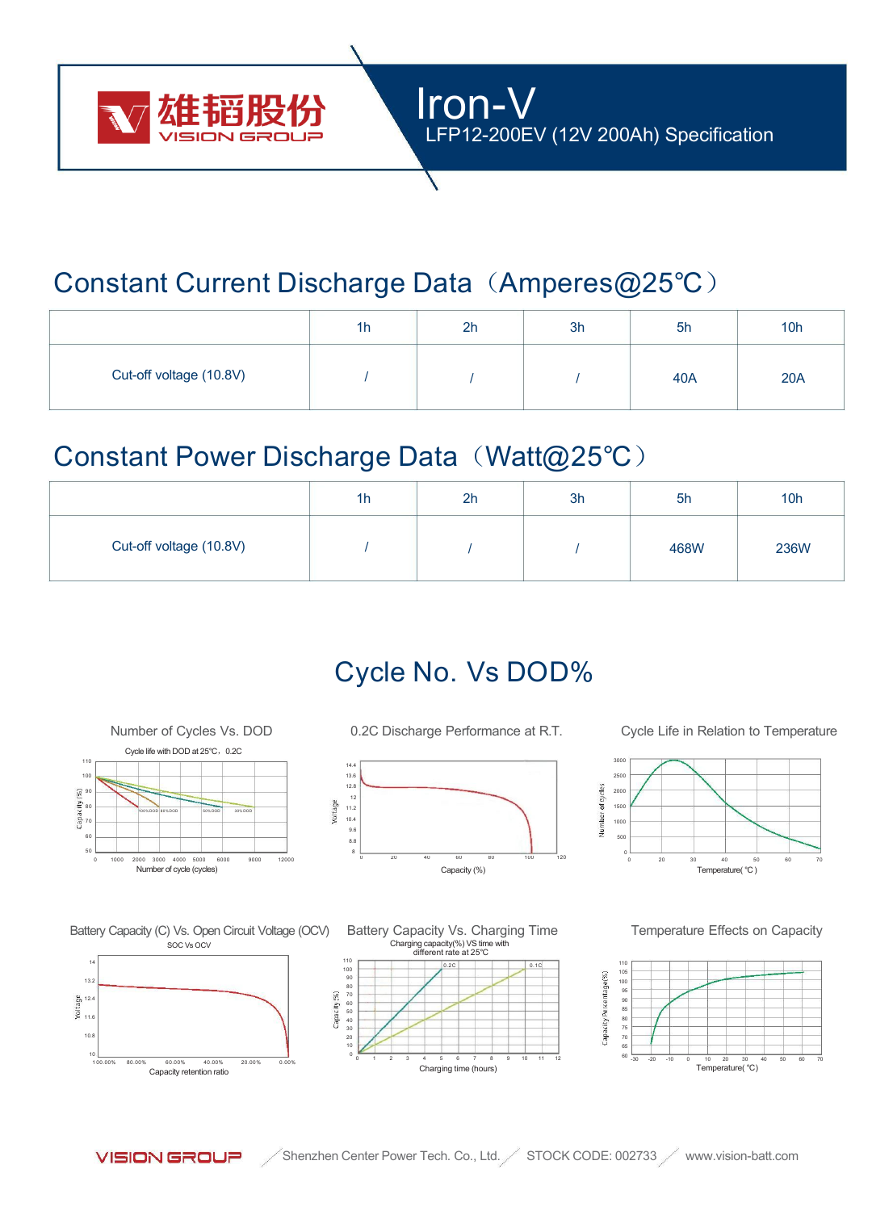# Iron-V

LFP12-200EV (12V 200Ah) Specification

## Constant Current Discharge Data（Amperes@25℃）

| | 1h | 2h | 3h | 5h | 10h |
|---|---|---|---|---|---|
| Cut-off voltage (10.8V) | / | / | / | 40A | 20A |

## Constant Power Discharge Data（Watt@25℃）

| | 1h | 2h | 3h | 5h | 10h |
|---|---|---|---|---|---|
| Cut-off voltage (10.8V) | / | / | / | 468W | 236W |

## Cycle No. Vs DOD%

### Number of Cycles Vs. DOD

Cycle life with DOD at 25℃，0.2C

Capacity (%)

110
100
90
80
70
60
50

100%DOD 80%DOD 50%DOD 30%DOD

0 1000 2000 3000 4000 5000 6000 9000 12000

Number of cycle (cycles)

### 0.2C Discharge Performance at R.T.

Voltage

14.4
13.6
12.8
12
11.2
10.4
9.6
8.8
8

0 20 40 60 80 100 120

Capacity (%)

### Cycle Life in Relation to Temperature

Number of cycles

3000
2500
2000
1500
1000
500
0

0 10 20 30 40 50 60 70

Temperature( ℃ )

### Battery Capacity (C) Vs. Open Circuit Voltage (OCV)

SOC Vs OCV

Voltage

14
13.2
12.4
11.6
10.8
10

100.00% 80.00% 60.00% 40.00% 20.00% 0.00%

Capacity retention ratio

### Battery Capacity Vs. Charging Time

Charging capacity(%) VS time with different rate at 25℃

Capacity (%)

110
100
90
80
70
60
50
40
30
20
10
0

0.2C 0.1C

0 1 2 3 4 5 6 7 8 9 10 11 12

Charging time (hours)

### Temperature Effects on Capacity

Capacity Percentage(%)

110
105
100
95
90
85
80
75
70
65
60

-30 -20 -10 0 10 20 30 40 50 60 70

Temperature( ℃)

VISION GROUP Shenzhen Center Power Tech. Co., Ltd. STOCK CODE: 002733 www.vision-batt.com